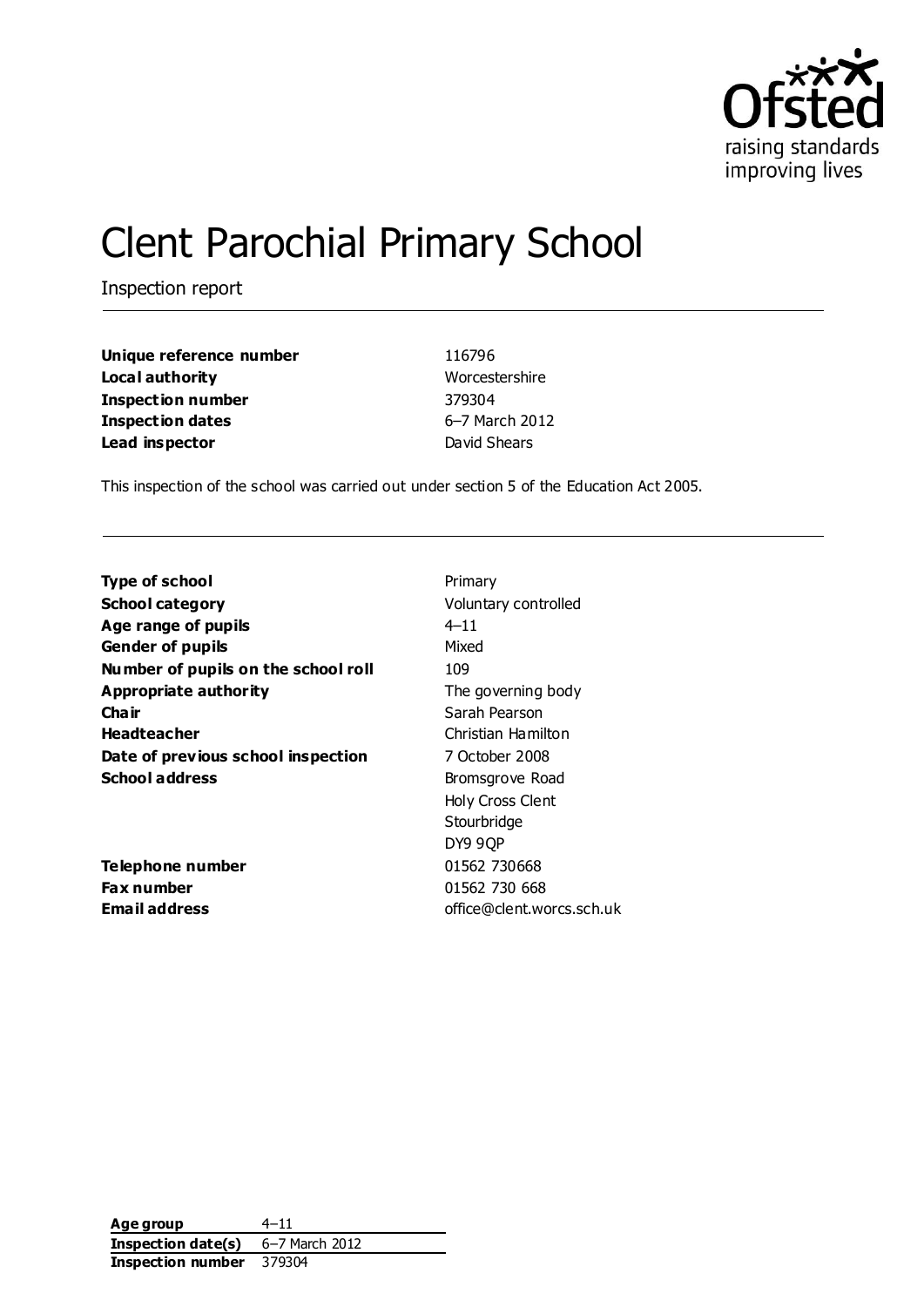# Clent Parochial Primary School

Inspection report

| | |
|---|---|
| **Unique reference number** | 116796 |
| **Local authority** | Worcestershire |
| **Inspection number** | 379304 |
| **Inspection dates** | 6–7 March 2012 |
| **Lead inspector** | David Shears |

This inspection of the school was carried out under section 5 of the Education Act 2005.

| | |
|---|---|
| **Type of school** | Primary |
| **School category** | Voluntary controlled |
| **Age range of pupils** | 4–11 |
| **Gender of pupils** | Mixed |
| **Number of pupils on the school roll** | 109 |
| **Appropriate authority** | The governing body |
| **Chair** | Sarah Pearson |
| **Headteacher** | Christian Hamilton |
| **Date of previous school inspection** | 7 October 2008 |
| **School address** | Bromsgrove Road<br>Holy Cross Clent<br>Stourbridge<br>DY9 9QP |
| **Telephone number** | 01562 730668 |
| **Fax number** | 01562 730 668 |
| **Email address** | office@clent.worcs.sch.uk |

| | |
|---|---|
| **Age group** | 4–11 |
| **Inspection date(s)** | 6–7 March 2012 |
| **Inspection number** | 379304 |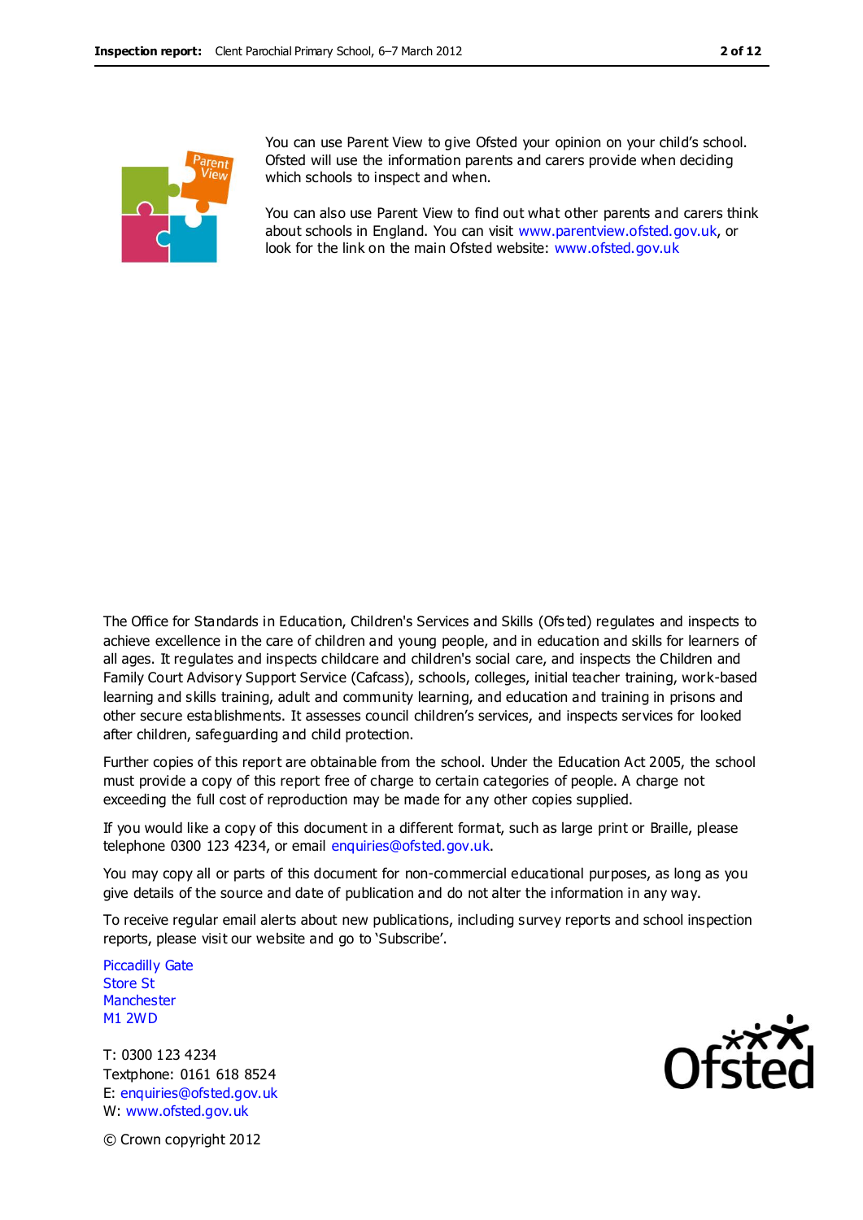You can use Parent View to give Ofsted your opinion on your child's school. Ofsted will use the information parents and carers provide when deciding which schools to inspect and when.

You can also use Parent View to find out what other parents and carers think about schools in England. You can visit www.parentview.ofsted.gov.uk, or look for the link on the main Ofsted website: www.ofsted.gov.uk

The Office for Standards in Education, Children's Services and Skills (Ofsted) regulates and inspects to achieve excellence in the care of children and young people, and in education and skills for learners of all ages. It regulates and inspects childcare and children's social care, and inspects the Children and Family Court Advisory Support Service (Cafcass), schools, colleges, initial teacher training, work-based learning and skills training, adult and community learning, and education and training in prisons and other secure establishments. It assesses council children's services, and inspects services for looked after children, safeguarding and child protection.

Further copies of this report are obtainable from the school. Under the Education Act 2005, the school must provide a copy of this report free of charge to certain categories of people. A charge not exceeding the full cost of reproduction may be made for any other copies supplied.

If you would like a copy of this document in a different format, such as large print or Braille, please telephone 0300 123 4234, or email enquiries@ofsted.gov.uk.

You may copy all or parts of this document for non-commercial educational purposes, as long as you give details of the source and date of publication and do not alter the information in any way.

To receive regular email alerts about new publications, including survey reports and school inspection reports, please visit our website and go to 'Subscribe'.

Piccadilly Gate
Store St
Manchester
M1 2WD

T: 0300 123 4234
Textphone: 0161 618 8524
E: enquiries@ofsted.gov.uk
W: www.ofsted.gov.uk

© Crown copyright 2012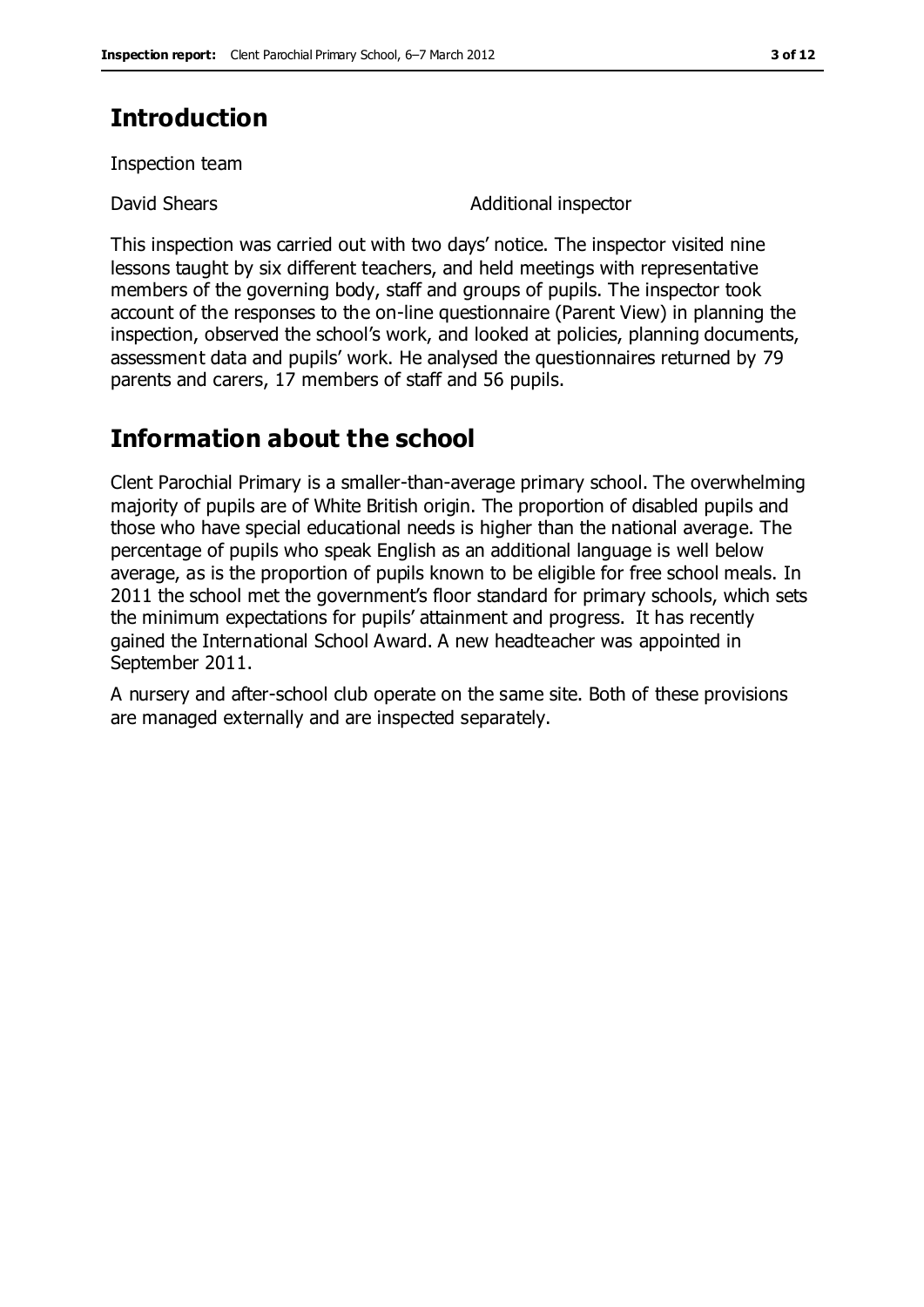## Introduction

Inspection team

David Shears — Additional inspector

This inspection was carried out with two days' notice. The inspector visited nine lessons taught by six different teachers, and held meetings with representative members of the governing body, staff and groups of pupils. The inspector took account of the responses to the on-line questionnaire (Parent View) in planning the inspection, observed the school's work, and looked at policies, planning documents, assessment data and pupils' work. He analysed the questionnaires returned by 79 parents and carers, 17 members of staff and 56 pupils.

## Information about the school

Clent Parochial Primary is a smaller-than-average primary school. The overwhelming majority of pupils are of White British origin. The proportion of disabled pupils and those who have special educational needs is higher than the national average. The percentage of pupils who speak English as an additional language is well below average, as is the proportion of pupils known to be eligible for free school meals. In 2011 the school met the government's floor standard for primary schools, which sets the minimum expectations for pupils' attainment and progress. It has recently gained the International School Award. A new headteacher was appointed in September 2011.

A nursery and after-school club operate on the same site. Both of these provisions are managed externally and are inspected separately.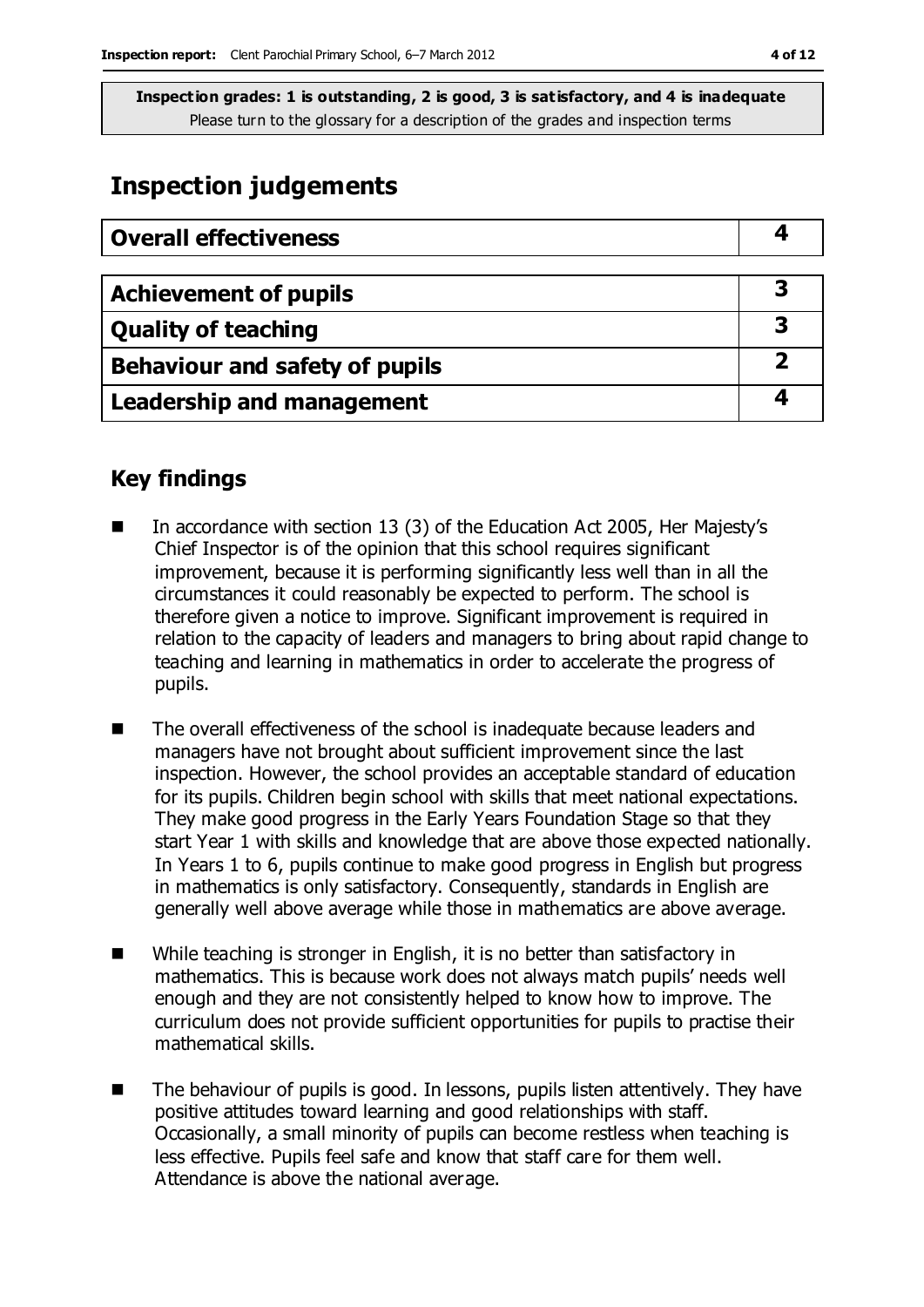**Inspection grades: 1 is outstanding, 2 is good, 3 is satisfactory, and 4 is inadequate**
Please turn to the glossary for a description of the grades and inspection terms

# Inspection judgements

| Overall effectiveness | 4 |
|---|---|

| Achievement of pupils | 3 |
|---|---|
| Quality of teaching | 3 |
| Behaviour and safety of pupils | 2 |
| Leadership and management | 4 |

## Key findings

- In accordance with section 13 (3) of the Education Act 2005, Her Majesty's Chief Inspector is of the opinion that this school requires significant improvement, because it is performing significantly less well than in all the circumstances it could reasonably be expected to perform. The school is therefore given a notice to improve. Significant improvement is required in relation to the capacity of leaders and managers to bring about rapid change to teaching and learning in mathematics in order to accelerate the progress of pupils.
- The overall effectiveness of the school is inadequate because leaders and managers have not brought about sufficient improvement since the last inspection. However, the school provides an acceptable standard of education for its pupils. Children begin school with skills that meet national expectations. They make good progress in the Early Years Foundation Stage so that they start Year 1 with skills and knowledge that are above those expected nationally. In Years 1 to 6, pupils continue to make good progress in English but progress in mathematics is only satisfactory. Consequently, standards in English are generally well above average while those in mathematics are above average.
- While teaching is stronger in English, it is no better than satisfactory in mathematics. This is because work does not always match pupils' needs well enough and they are not consistently helped to know how to improve. The curriculum does not provide sufficient opportunities for pupils to practise their mathematical skills.
- The behaviour of pupils is good. In lessons, pupils listen attentively. They have positive attitudes toward learning and good relationships with staff. Occasionally, a small minority of pupils can become restless when teaching is less effective. Pupils feel safe and know that staff care for them well. Attendance is above the national average.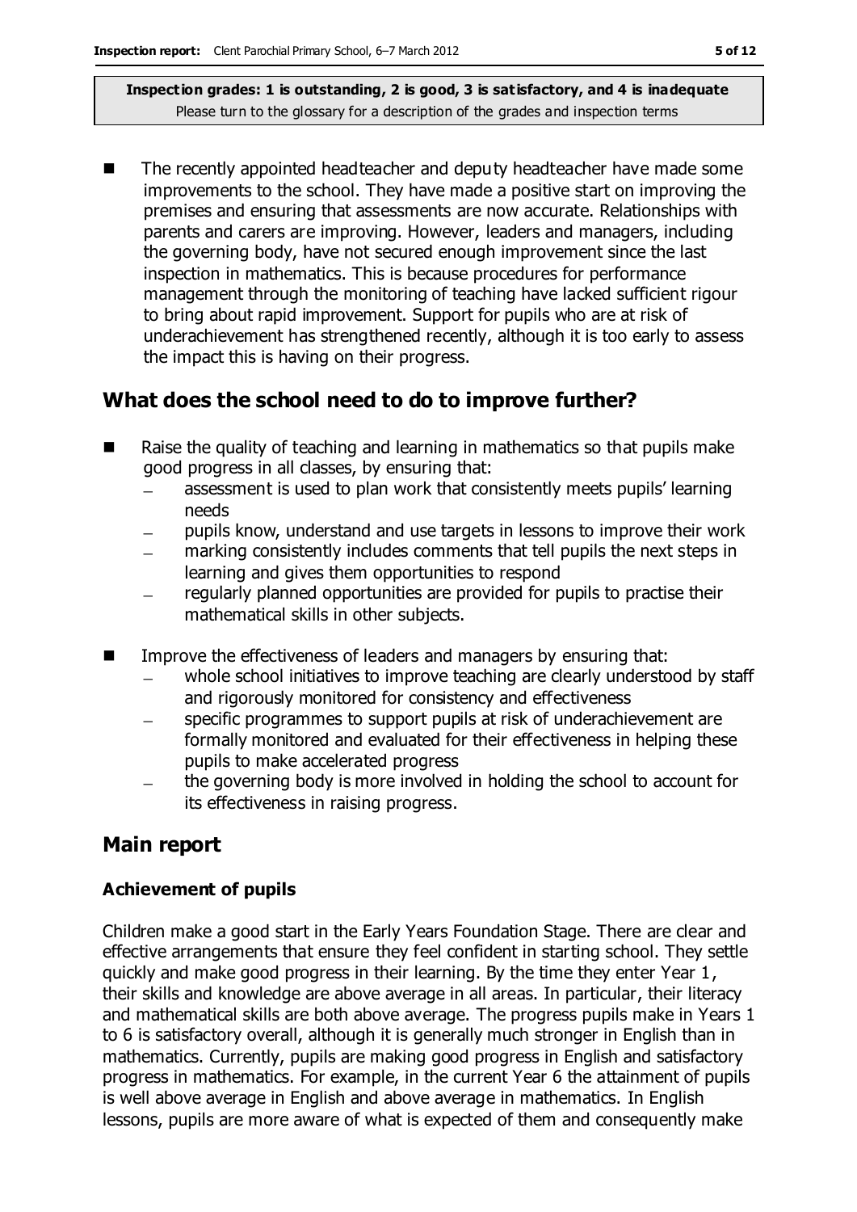**Inspection grades: 1 is outstanding, 2 is good, 3 is satisfactory, and 4 is inadequate**
Please turn to the glossary for a description of the grades and inspection terms

- The recently appointed headteacher and deputy headteacher have made some improvements to the school. They have made a positive start on improving the premises and ensuring that assessments are now accurate. Relationships with parents and carers are improving. However, leaders and managers, including the governing body, have not secured enough improvement since the last inspection in mathematics. This is because procedures for performance management through the monitoring of teaching have lacked sufficient rigour to bring about rapid improvement. Support for pupils who are at risk of underachievement has strengthened recently, although it is too early to assess the impact this is having on their progress.

## What does the school need to do to improve further?

- Raise the quality of teaching and learning in mathematics so that pupils make good progress in all classes, by ensuring that:
  - assessment is used to plan work that consistently meets pupils' learning needs
  - pupils know, understand and use targets in lessons to improve their work
  - marking consistently includes comments that tell pupils the next steps in learning and gives them opportunities to respond
  - regularly planned opportunities are provided for pupils to practise their mathematical skills in other subjects.
- Improve the effectiveness of leaders and managers by ensuring that:
  - whole school initiatives to improve teaching are clearly understood by staff and rigorously monitored for consistency and effectiveness
  - specific programmes to support pupils at risk of underachievement are formally monitored and evaluated for their effectiveness in helping these pupils to make accelerated progress
  - the governing body is more involved in holding the school to account for its effectiveness in raising progress.

## Main report

### Achievement of pupils

Children make a good start in the Early Years Foundation Stage. There are clear and effective arrangements that ensure they feel confident in starting school. They settle quickly and make good progress in their learning. By the time they enter Year 1, their skills and knowledge are above average in all areas. In particular, their literacy and mathematical skills are both above average. The progress pupils make in Years 1 to 6 is satisfactory overall, although it is generally much stronger in English than in mathematics. Currently, pupils are making good progress in English and satisfactory progress in mathematics. For example, in the current Year 6 the attainment of pupils is well above average in English and above average in mathematics. In English lessons, pupils are more aware of what is expected of them and consequently make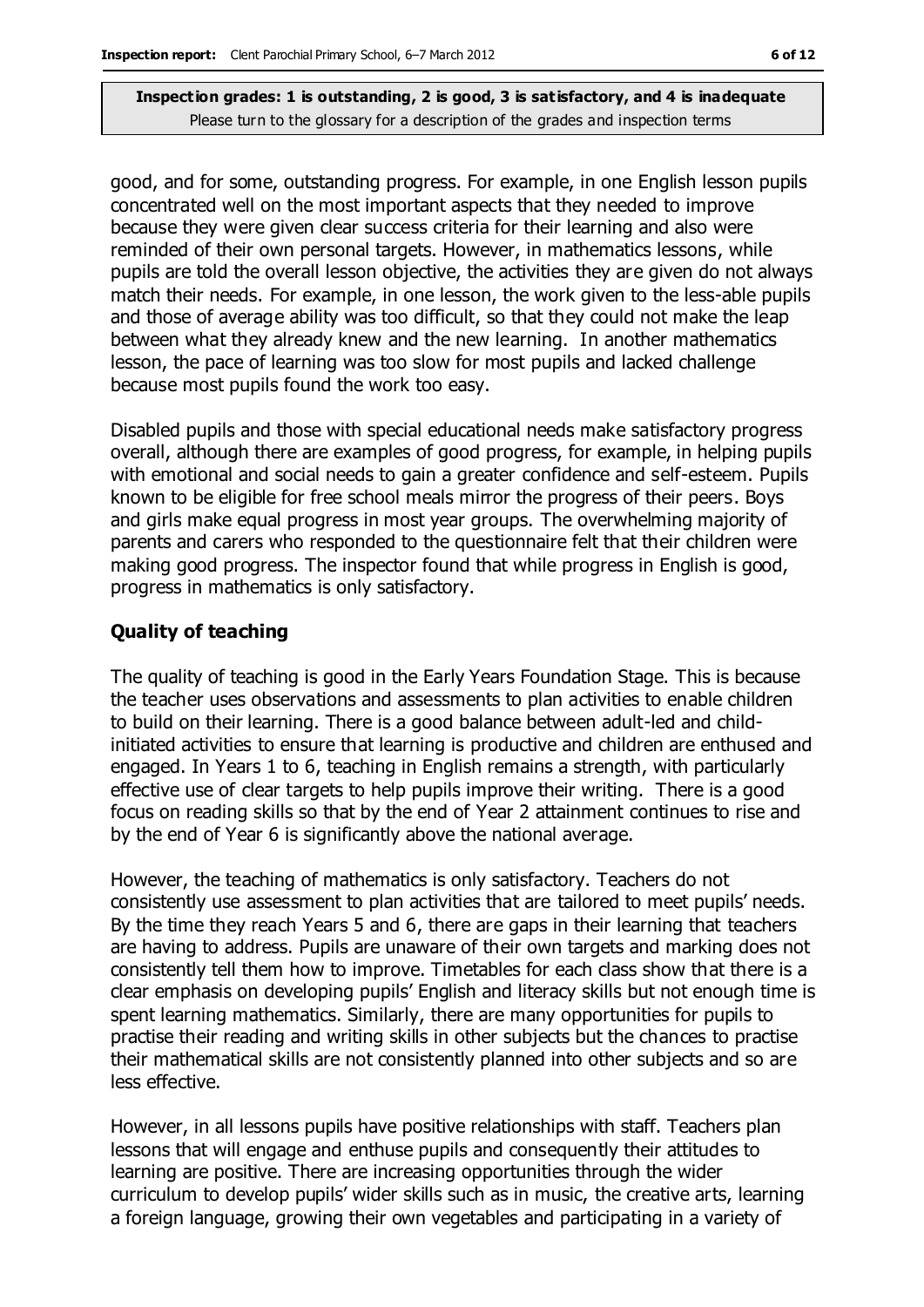good, and for some, outstanding progress. For example, in one English lesson pupils concentrated well on the most important aspects that they needed to improve because they were given clear success criteria for their learning and also were reminded of their own personal targets. However, in mathematics lessons, while pupils are told the overall lesson objective, the activities they are given do not always match their needs. For example, in one lesson, the work given to the less-able pupils and those of average ability was too difficult, so that they could not make the leap between what they already knew and the new learning. In another mathematics lesson, the pace of learning was too slow for most pupils and lacked challenge because most pupils found the work too easy.

Disabled pupils and those with special educational needs make satisfactory progress overall, although there are examples of good progress, for example, in helping pupils with emotional and social needs to gain a greater confidence and self-esteem. Pupils known to be eligible for free school meals mirror the progress of their peers. Boys and girls make equal progress in most year groups. The overwhelming majority of parents and carers who responded to the questionnaire felt that their children were making good progress. The inspector found that while progress in English is good, progress in mathematics is only satisfactory.

### Quality of teaching

The quality of teaching is good in the Early Years Foundation Stage. This is because the teacher uses observations and assessments to plan activities to enable children to build on their learning. There is a good balance between adult-led and child-initiated activities to ensure that learning is productive and children are enthused and engaged. In Years 1 to 6, teaching in English remains a strength, with particularly effective use of clear targets to help pupils improve their writing. There is a good focus on reading skills so that by the end of Year 2 attainment continues to rise and by the end of Year 6 is significantly above the national average.

However, the teaching of mathematics is only satisfactory. Teachers do not consistently use assessment to plan activities that are tailored to meet pupils' needs. By the time they reach Years 5 and 6, there are gaps in their learning that teachers are having to address. Pupils are unaware of their own targets and marking does not consistently tell them how to improve. Timetables for each class show that there is a clear emphasis on developing pupils' English and literacy skills but not enough time is spent learning mathematics. Similarly, there are many opportunities for pupils to practise their reading and writing skills in other subjects but the chances to practise their mathematical skills are not consistently planned into other subjects and so are less effective.

However, in all lessons pupils have positive relationships with staff. Teachers plan lessons that will engage and enthuse pupils and consequently their attitudes to learning are positive. There are increasing opportunities through the wider curriculum to develop pupils' wider skills such as in music, the creative arts, learning a foreign language, growing their own vegetables and participating in a variety of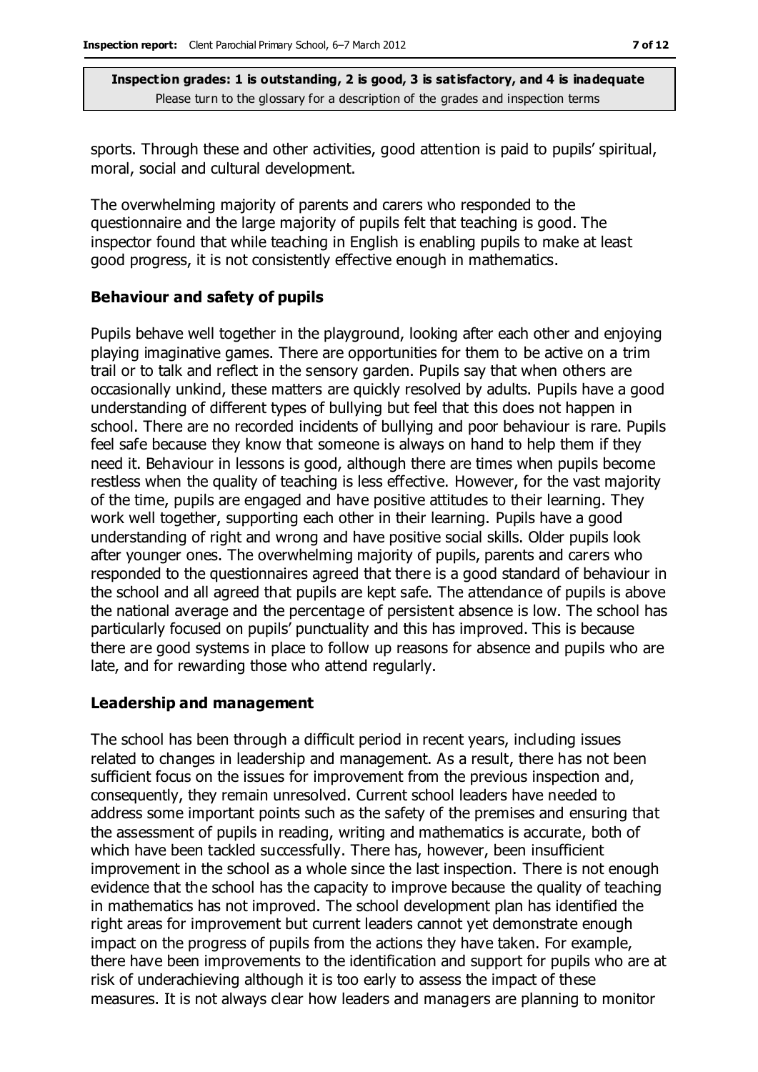sports. Through these and other activities, good attention is paid to pupils' spiritual, moral, social and cultural development.

The overwhelming majority of parents and carers who responded to the questionnaire and the large majority of pupils felt that teaching is good. The inspector found that while teaching in English is enabling pupils to make at least good progress, it is not consistently effective enough in mathematics.

### Behaviour and safety of pupils

Pupils behave well together in the playground, looking after each other and enjoying playing imaginative games. There are opportunities for them to be active on a trim trail or to talk and reflect in the sensory garden. Pupils say that when others are occasionally unkind, these matters are quickly resolved by adults. Pupils have a good understanding of different types of bullying but feel that this does not happen in school. There are no recorded incidents of bullying and poor behaviour is rare. Pupils feel safe because they know that someone is always on hand to help them if they need it. Behaviour in lessons is good, although there are times when pupils become restless when the quality of teaching is less effective. However, for the vast majority of the time, pupils are engaged and have positive attitudes to their learning. They work well together, supporting each other in their learning. Pupils have a good understanding of right and wrong and have positive social skills. Older pupils look after younger ones. The overwhelming majority of pupils, parents and carers who responded to the questionnaires agreed that there is a good standard of behaviour in the school and all agreed that pupils are kept safe. The attendance of pupils is above the national average and the percentage of persistent absence is low. The school has particularly focused on pupils' punctuality and this has improved. This is because there are good systems in place to follow up reasons for absence and pupils who are late, and for rewarding those who attend regularly.

### Leadership and management

The school has been through a difficult period in recent years, including issues related to changes in leadership and management. As a result, there has not been sufficient focus on the issues for improvement from the previous inspection and, consequently, they remain unresolved. Current school leaders have needed to address some important points such as the safety of the premises and ensuring that the assessment of pupils in reading, writing and mathematics is accurate, both of which have been tackled successfully. There has, however, been insufficient improvement in the school as a whole since the last inspection. There is not enough evidence that the school has the capacity to improve because the quality of teaching in mathematics has not improved. The school development plan has identified the right areas for improvement but current leaders cannot yet demonstrate enough impact on the progress of pupils from the actions they have taken. For example, there have been improvements to the identification and support for pupils who are at risk of underachieving although it is too early to assess the impact of these measures. It is not always clear how leaders and managers are planning to monitor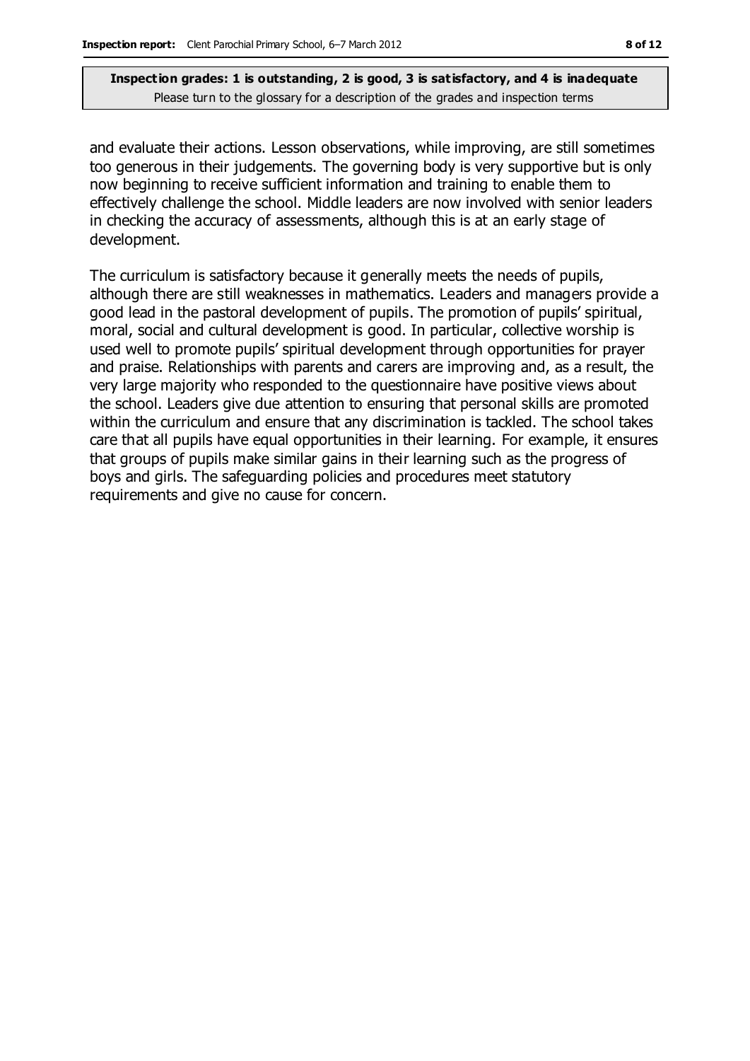and evaluate their actions. Lesson observations, while improving, are still sometimes too generous in their judgements. The governing body is very supportive but is only now beginning to receive sufficient information and training to enable them to effectively challenge the school. Middle leaders are now involved with senior leaders in checking the accuracy of assessments, although this is at an early stage of development.

The curriculum is satisfactory because it generally meets the needs of pupils, although there are still weaknesses in mathematics. Leaders and managers provide a good lead in the pastoral development of pupils. The promotion of pupils' spiritual, moral, social and cultural development is good. In particular, collective worship is used well to promote pupils' spiritual development through opportunities for prayer and praise. Relationships with parents and carers are improving and, as a result, the very large majority who responded to the questionnaire have positive views about the school. Leaders give due attention to ensuring that personal skills are promoted within the curriculum and ensure that any discrimination is tackled. The school takes care that all pupils have equal opportunities in their learning. For example, it ensures that groups of pupils make similar gains in their learning such as the progress of boys and girls. The safeguarding policies and procedures meet statutory requirements and give no cause for concern.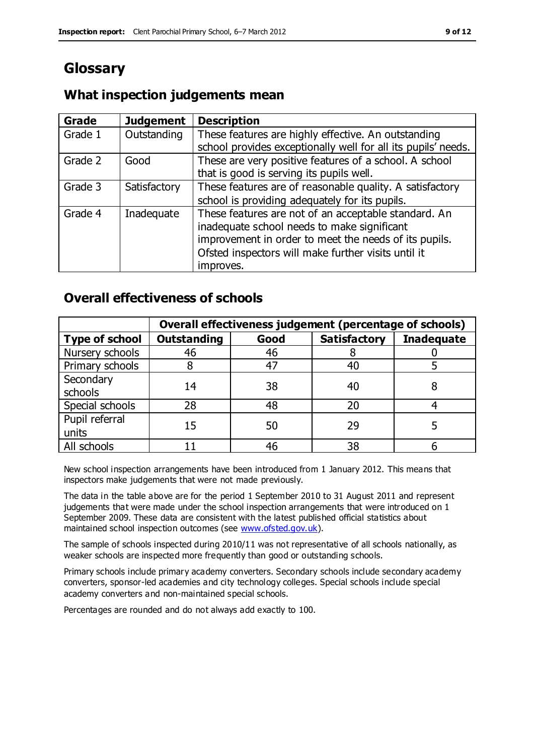# Glossary

## What inspection judgements mean

| Grade | Judgement | Description |
| --- | --- | --- |
| Grade 1 | Outstanding | These features are highly effective. An outstanding school provides exceptionally well for all its pupils' needs. |
| Grade 2 | Good | These are very positive features of a school. A school that is good is serving its pupils well. |
| Grade 3 | Satisfactory | These features are of reasonable quality. A satisfactory school is providing adequately for its pupils. |
| Grade 4 | Inadequate | These features are not of an acceptable standard. An inadequate school needs to make significant improvement in order to meet the needs of its pupils. Ofsted inspectors will make further visits until it improves. |

## Overall effectiveness of schools

| | Overall effectiveness judgement (percentage of schools) | | | |
| --- | --- | --- | --- | --- |
| **Type of school** | **Outstanding** | **Good** | **Satisfactory** | **Inadequate** |
| Nursery schools | 46 | 46 | 8 | 0 |
| Primary schools | 8 | 47 | 40 | 5 |
| Secondary schools | 14 | 38 | 40 | 8 |
| Special schools | 28 | 48 | 20 | 4 |
| Pupil referral units | 15 | 50 | 29 | 5 |
| All schools | 11 | 46 | 38 | 6 |

New school inspection arrangements have been introduced from 1 January 2012. This means that inspectors make judgements that were not made previously.

The data in the table above are for the period 1 September 2010 to 31 August 2011 and represent judgements that were made under the school inspection arrangements that were introduced on 1 September 2009. These data are consistent with the latest published official statistics about maintained school inspection outcomes (see www.ofsted.gov.uk).

The sample of schools inspected during 2010/11 was not representative of all schools nationally, as weaker schools are inspected more frequently than good or outstanding schools.

Primary schools include primary academy converters. Secondary schools include secondary academy converters, sponsor-led academies and city technology colleges. Special schools include special academy converters and non-maintained special schools.

Percentages are rounded and do not always add exactly to 100.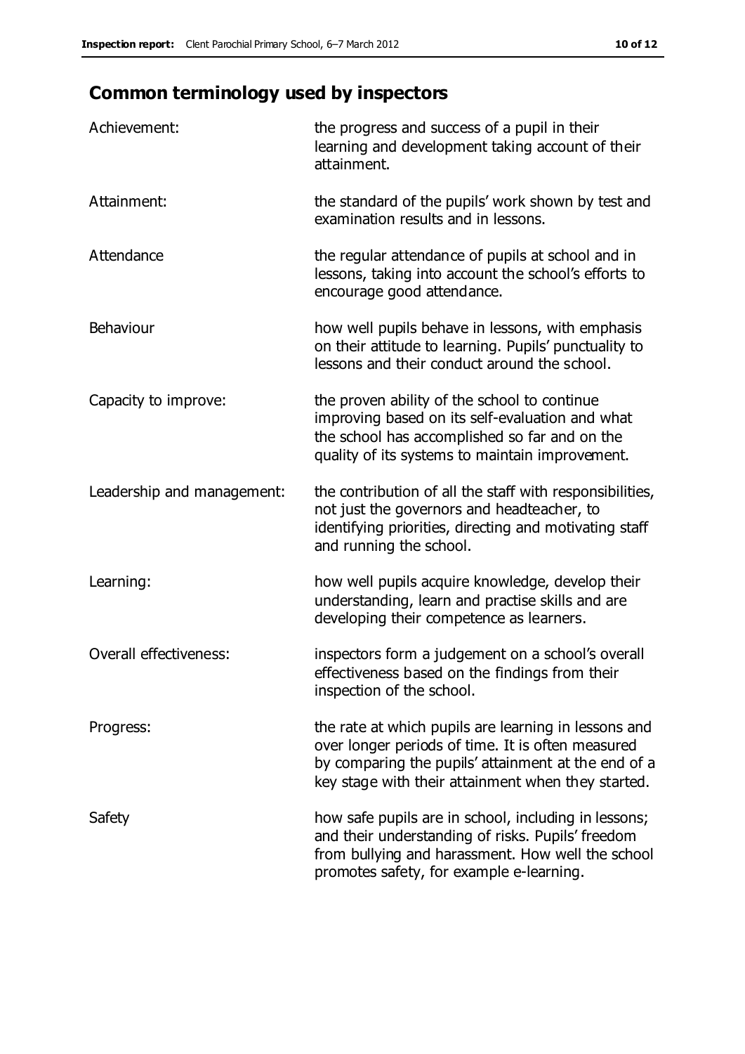## Common terminology used by inspectors

| | |
|---|---|
| Achievement: | the progress and success of a pupil in their learning and development taking account of their attainment. |
| Attainment: | the standard of the pupils' work shown by test and examination results and in lessons. |
| Attendance | the regular attendance of pupils at school and in lessons, taking into account the school's efforts to encourage good attendance. |
| Behaviour | how well pupils behave in lessons, with emphasis on their attitude to learning. Pupils' punctuality to lessons and their conduct around the school. |
| Capacity to improve: | the proven ability of the school to continue improving based on its self-evaluation and what the school has accomplished so far and on the quality of its systems to maintain improvement. |
| Leadership and management: | the contribution of all the staff with responsibilities, not just the governors and headteacher, to identifying priorities, directing and motivating staff and running the school. |
| Learning: | how well pupils acquire knowledge, develop their understanding, learn and practise skills and are developing their competence as learners. |
| Overall effectiveness: | inspectors form a judgement on a school's overall effectiveness based on the findings from their inspection of the school. |
| Progress: | the rate at which pupils are learning in lessons and over longer periods of time. It is often measured by comparing the pupils' attainment at the end of a key stage with their attainment when they started. |
| Safety | how safe pupils are in school, including in lessons; and their understanding of risks. Pupils' freedom from bullying and harassment. How well the school promotes safety, for example e-learning. |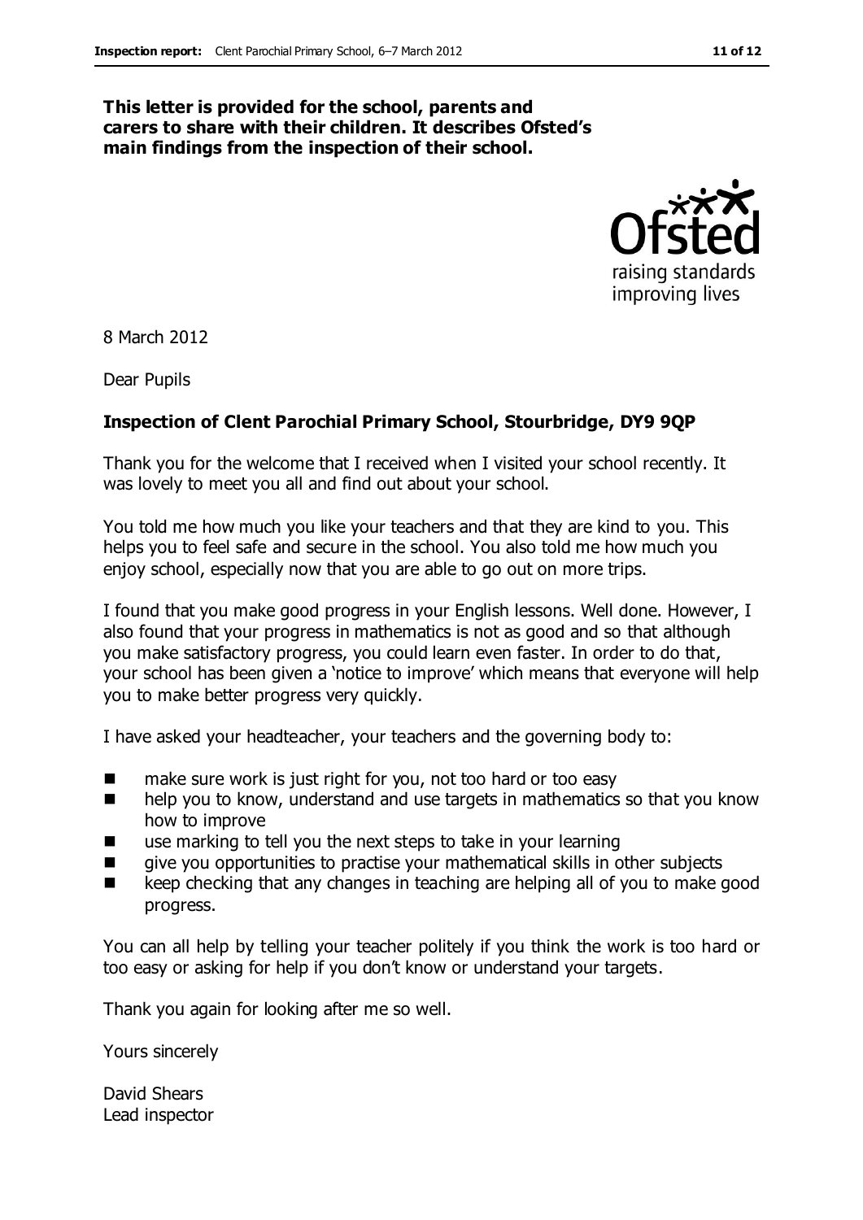**This letter is provided for the school, parents and carers to share with their children. It describes Ofsted's main findings from the inspection of their school.**

8 March 2012

Dear Pupils

**Inspection of Clent Parochial Primary School, Stourbridge, DY9 9QP**

Thank you for the welcome that I received when I visited your school recently. It was lovely to meet you all and find out about your school.

You told me how much you like your teachers and that they are kind to you. This helps you to feel safe and secure in the school. You also told me how much you enjoy school, especially now that you are able to go out on more trips.

I found that you make good progress in your English lessons. Well done. However, I also found that your progress in mathematics is not as good and so that although you make satisfactory progress, you could learn even faster. In order to do that, your school has been given a 'notice to improve' which means that everyone will help you to make better progress very quickly.

I have asked your headteacher, your teachers and the governing body to:

- make sure work is just right for you, not too hard or too easy
- help you to know, understand and use targets in mathematics so that you know how to improve
- use marking to tell you the next steps to take in your learning
- give you opportunities to practise your mathematical skills in other subjects
- keep checking that any changes in teaching are helping all of you to make good progress.

You can all help by telling your teacher politely if you think the work is too hard or too easy or asking for help if you don't know or understand your targets.

Thank you again for looking after me so well.

Yours sincerely

David Shears
Lead inspector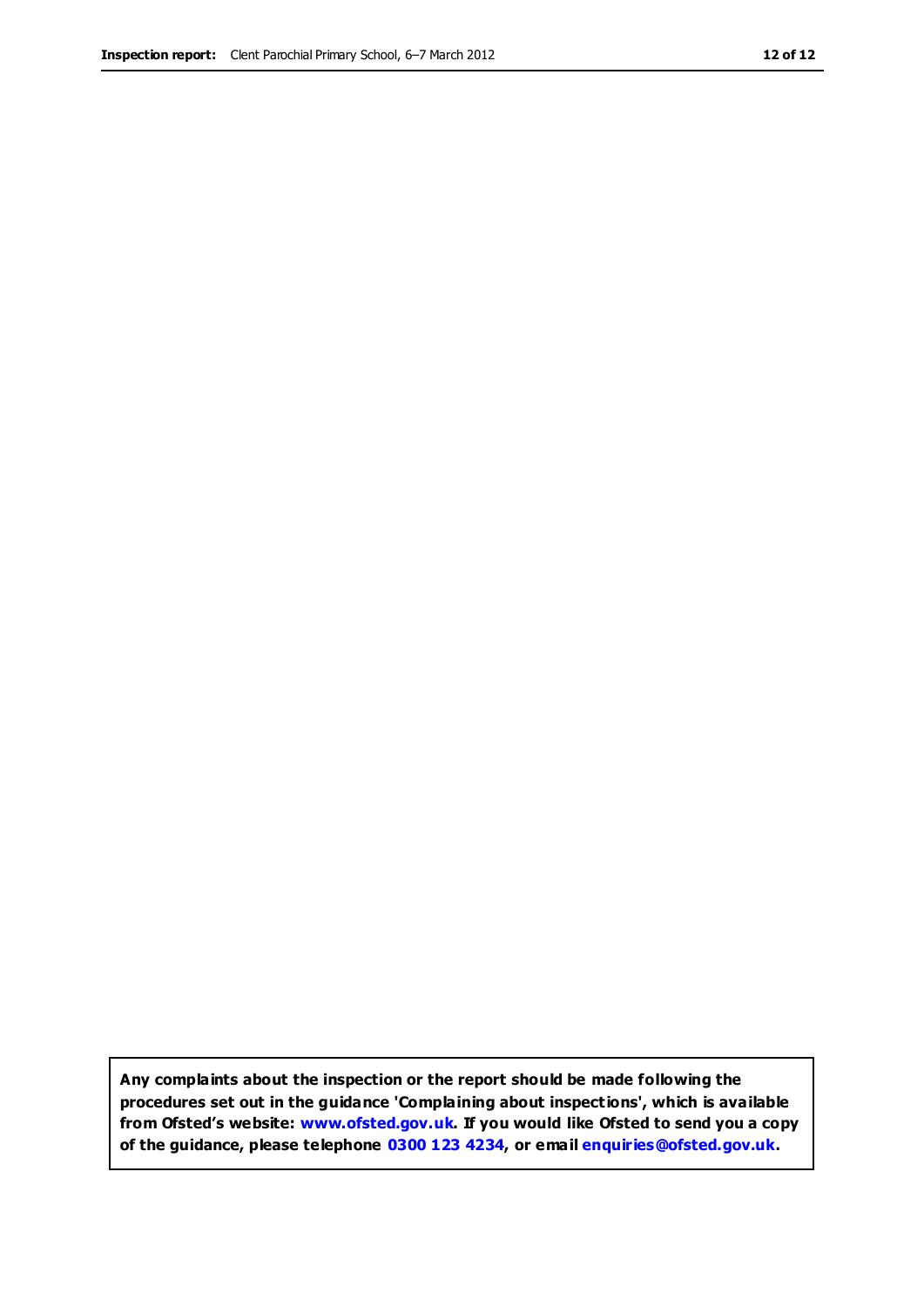**Any complaints about the inspection or the report should be made following the procedures set out in the guidance 'Complaining about inspections', which is available from Ofsted's website: www.ofsted.gov.uk. If you would like Ofsted to send you a copy of the guidance, please telephone 0300 123 4234, or email enquiries@ofsted.gov.uk.**